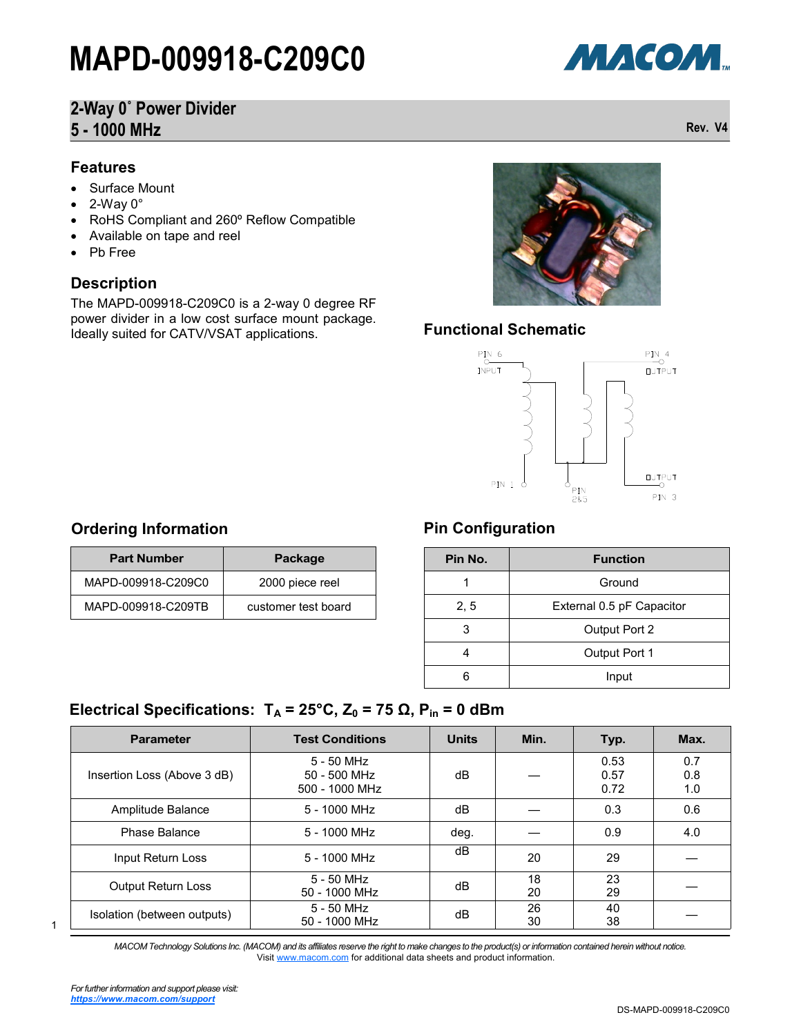# MAPD-009918-C209C0

## 2-Way 0° Power Divider
## 5 - 1000 MHz

Rev. V4

### Features

- Surface Mount
- 2-Way 0°
- RoHS Compliant and 260º Reflow Compatible
- Available on tape and reel
- Pb Free

### Description

The MAPD-009918-C209C0 is a 2-way 0 degree RF power divider in a low cost surface mount package. Ideally suited for CATV/VSAT applications.

### Functional Schematic

PIN 6 INPUT, PIN 4 OUTPUT, PIN 1, PIN 2&5, OUTPUT PIN 3

### Ordering Information

| Part Number | Package |
|---|---|
| MAPD-009918-C209C0 | 2000 piece reel |
| MAPD-009918-C209TB | customer test board |

### Pin Configuration

| Pin No. | Function |
|---|---|
| 1 | Ground |
| 2, 5 | External 0.5 pF Capacitor |
| 3 | Output Port 2 |
| 4 | Output Port 1 |
| 6 | Input |

### Electrical Specifications: $T_A = 25°C$, $Z_0 = 75\ \Omega$, $P_{in} = 0$ dBm

| Parameter | Test Conditions | Units | Min. | Typ. | Max. |
|---|---|---|---|---|---|
| Insertion Loss (Above 3 dB) | 5 - 50 MHz<br>50 - 500 MHz<br>500 - 1000 MHz | dB | — | 0.53<br>0.57<br>0.72 | 0.7<br>0.8<br>1.0 |
| Amplitude Balance | 5 - 1000 MHz | dB | — | 0.3 | 0.6 |
| Phase Balance | 5 - 1000 MHz | deg. | — | 0.9 | 4.0 |
| Input Return Loss | 5 - 1000 MHz | dB | 20 | 29 | — |
| Output Return Loss | 5 - 50 MHz<br>50 - 1000 MHz | dB | 18<br>20 | 23<br>29 | — |
| Isolation (between outputs) | 5 - 50 MHz<br>50 - 1000 MHz | dB | 26<br>30 | 40<br>38 | — |

*MACOM Technology Solutions Inc. (MACOM) and its affiliates reserve the right to make changes to the product(s) or information contained herein without notice.*
Visit www.macom.com for additional data sheets and product information.

*For further information and support please visit:*
***https://www.macom.com/support***

DS-MAPD-009918-C209C0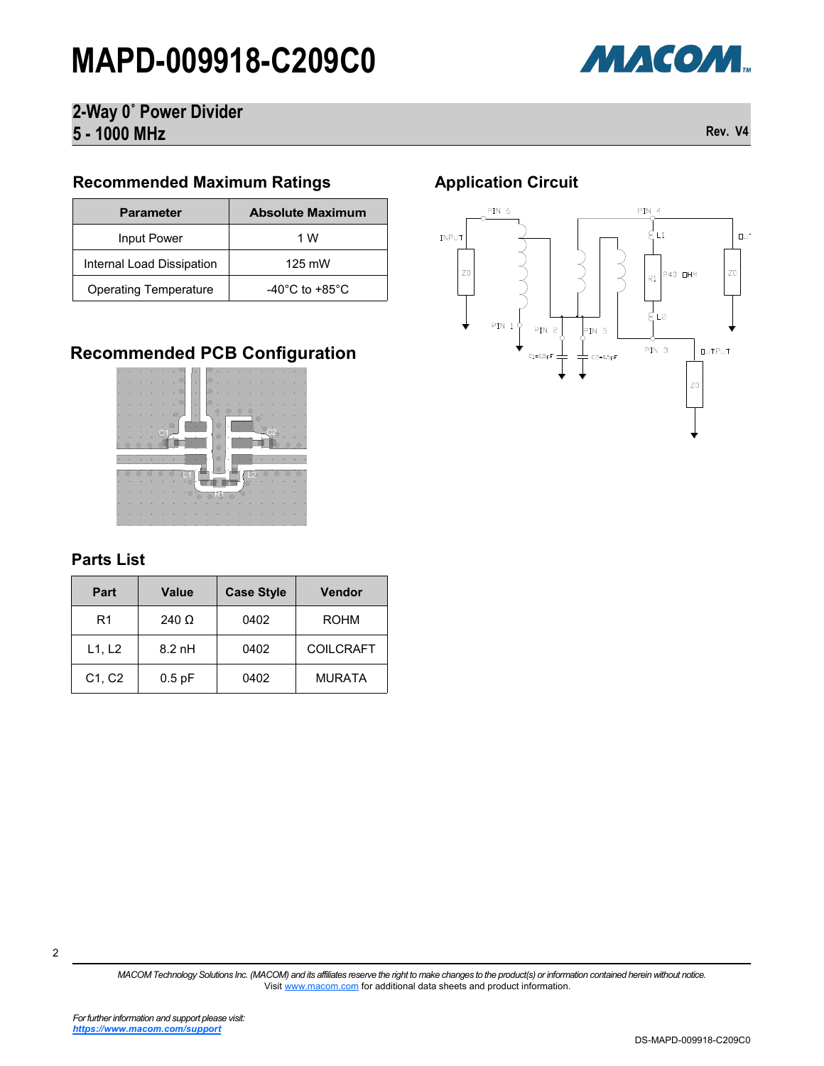# MAPD-009918-C209C0

## 2-Way 0° Power Divider
## 5 - 1000 MHz

Rev. V4

### Recommended Maximum Ratings

| Parameter | Absolute Maximum |
|---|---|
| Input Power | 1 W |
| Internal Load Dissipation | 125 mW |
| Operating Temperature | -40°C to +85°C |

### Application Circuit

### Recommended PCB Configuration

### Parts List

| Part | Value | Case Style | Vendor |
|---|---|---|---|
| R1 | 240 Ω | 0402 | ROHM |
| L1, L2 | 8.2 nH | 0402 | COILCRAFT |
| C1, C2 | 0.5 pF | 0402 | MURATA |

*MACOM Technology Solutions Inc. (MACOM) and its affiliates reserve the right to make changes to the product(s) or information contained herein without notice.*
Visit www.macom.com for additional data sheets and product information.

*For further information and support please visit:*
***https://www.macom.com/support***

DS-MAPD-009918-C209C0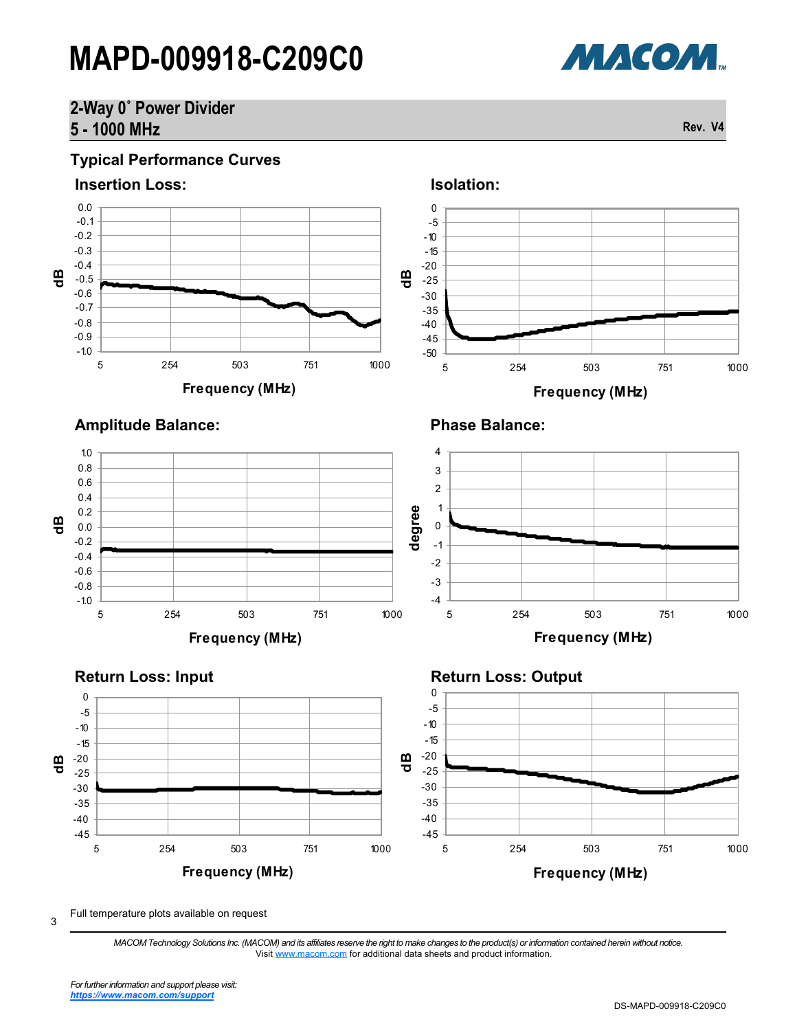# MAPD-009918-C209C0

## 2-Way 0° Power Divider
## 5 - 1000 MHz

Rev. V4

## Typical Performance Curves

### Insertion Loss:

### Isolation:

### Amplitude Balance:

### Phase Balance:

### Return Loss: Input

### Return Loss: Output

Full temperature plots available on request

*MACOM Technology Solutions Inc. (MACOM) and its affiliates reserve the right to make changes to the product(s) or information contained herein without notice.*
Visit www.macom.com for additional data sheets and product information.

*For further information and support please visit:*
***https://www.macom.com/support***

DS-MAPD-009918-C209C0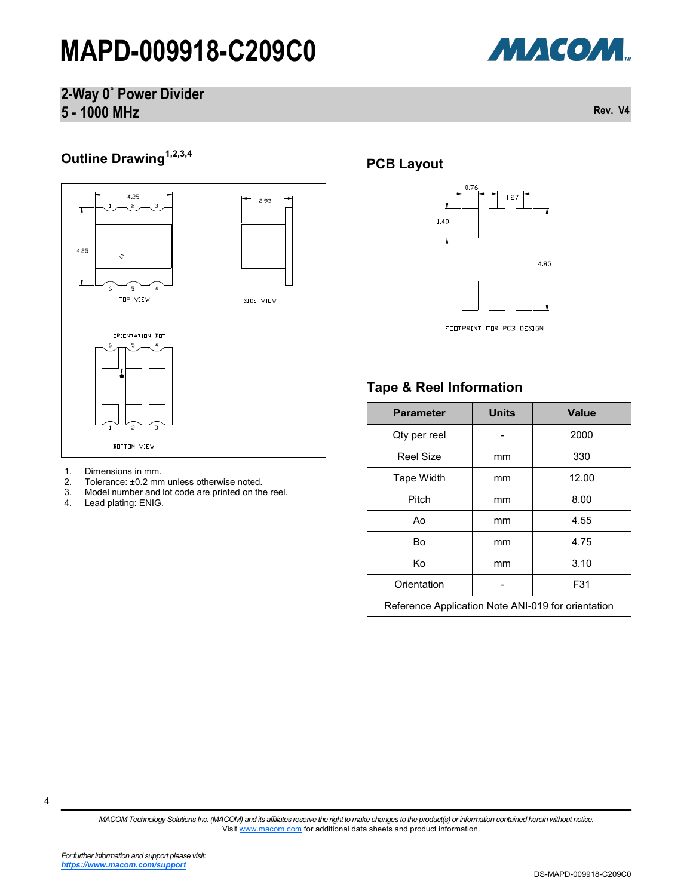## Outline Drawing[1,2,3,4]

1. Dimensions in mm.
2. Tolerance: ±0.2 mm unless otherwise noted.
3. Model number and lot code are printed on the reel.
4. Lead plating: ENIG.

## PCB Layout

## Tape & Reel Information

| Parameter | Units | Value |
|---|---|---|
| Qty per reel | - | 2000 |
| Reel Size | mm | 330 |
| Tape Width | mm | 12.00 |
| Pitch | mm | 8.00 |
| Ao | mm | 4.55 |
| Bo | mm | 4.75 |
| Ko | mm | 3.10 |
| Orientation | - | F31 |
| Reference Application Note ANI-019 for orientation | | |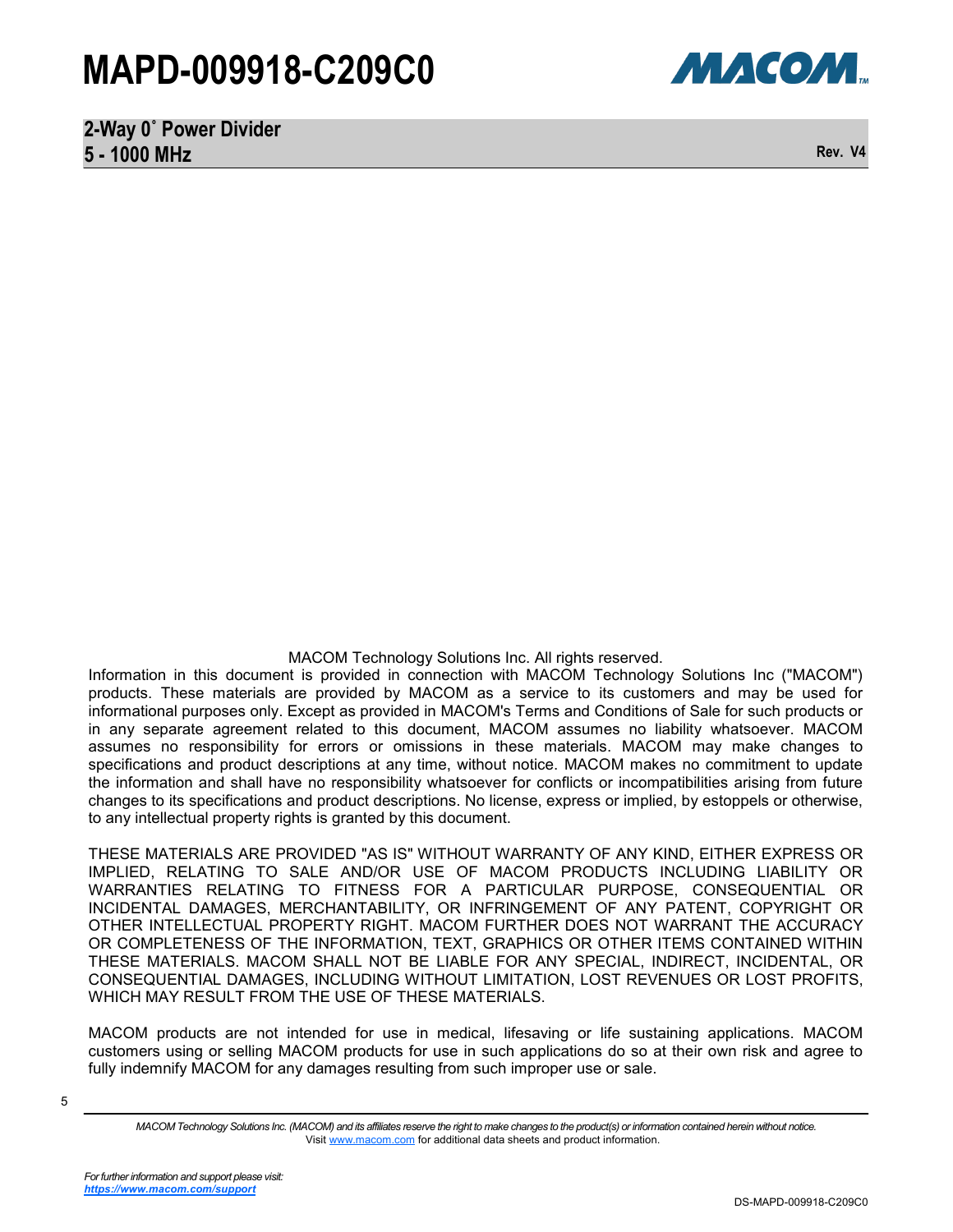MACOM Technology Solutions Inc. All rights reserved.

Information in this document is provided in connection with MACOM Technology Solutions Inc ("MACOM") products. These materials are provided by MACOM as a service to its customers and may be used for informational purposes only. Except as provided in MACOM's Terms and Conditions of Sale for such products or in any separate agreement related to this document, MACOM assumes no liability whatsoever. MACOM assumes no responsibility for errors or omissions in these materials. MACOM may make changes to specifications and product descriptions at any time, without notice. MACOM makes no commitment to update the information and shall have no responsibility whatsoever for conflicts or incompatibilities arising from future changes to its specifications and product descriptions. No license, express or implied, by estoppels or otherwise, to any intellectual property rights is granted by this document.

THESE MATERIALS ARE PROVIDED "AS IS" WITHOUT WARRANTY OF ANY KIND, EITHER EXPRESS OR IMPLIED, RELATING TO SALE AND/OR USE OF MACOM PRODUCTS INCLUDING LIABILITY OR WARRANTIES RELATING TO FITNESS FOR A PARTICULAR PURPOSE, CONSEQUENTIAL OR INCIDENTAL DAMAGES, MERCHANTABILITY, OR INFRINGEMENT OF ANY PATENT, COPYRIGHT OR OTHER INTELLECTUAL PROPERTY RIGHT. MACOM FURTHER DOES NOT WARRANT THE ACCURACY OR COMPLETENESS OF THE INFORMATION, TEXT, GRAPHICS OR OTHER ITEMS CONTAINED WITHIN THESE MATERIALS. MACOM SHALL NOT BE LIABLE FOR ANY SPECIAL, INDIRECT, INCIDENTAL, OR CONSEQUENTIAL DAMAGES, INCLUDING WITHOUT LIMITATION, LOST REVENUES OR LOST PROFITS, WHICH MAY RESULT FROM THE USE OF THESE MATERIALS.

MACOM products are not intended for use in medical, lifesaving or life sustaining applications. MACOM customers using or selling MACOM products for use in such applications do so at their own risk and agree to fully indemnify MACOM for any damages resulting from such improper use or sale.